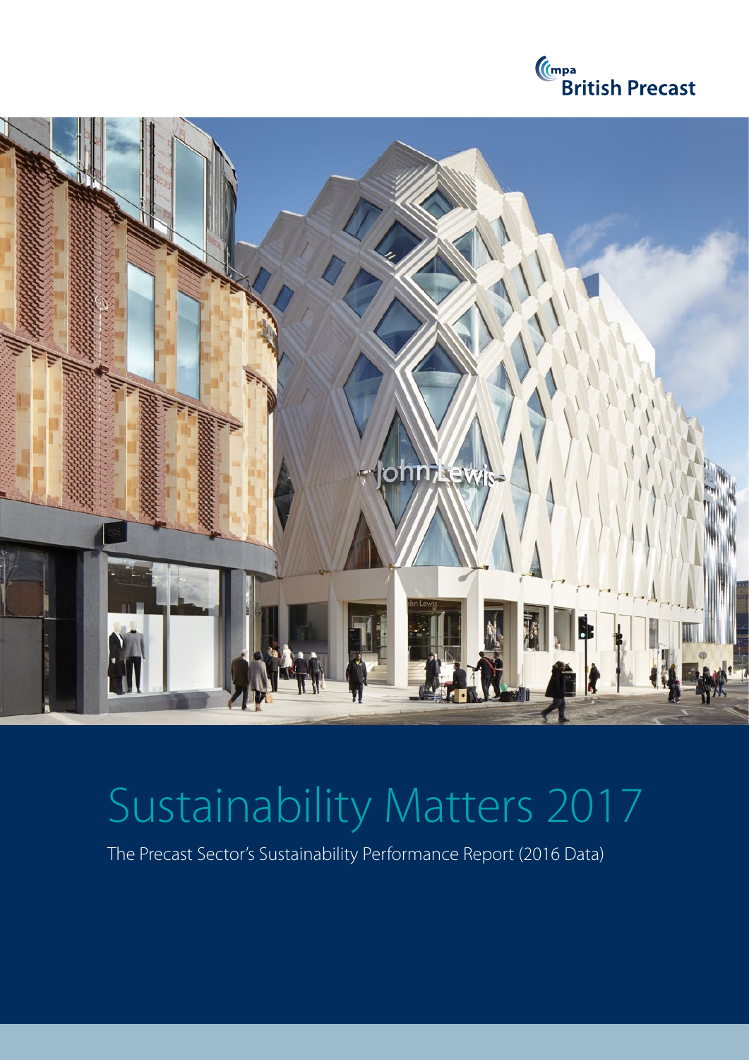mpa British Precast

# Sustainability Matters 2017

The Precast Sector's Sustainability Performance Report (2016 Data)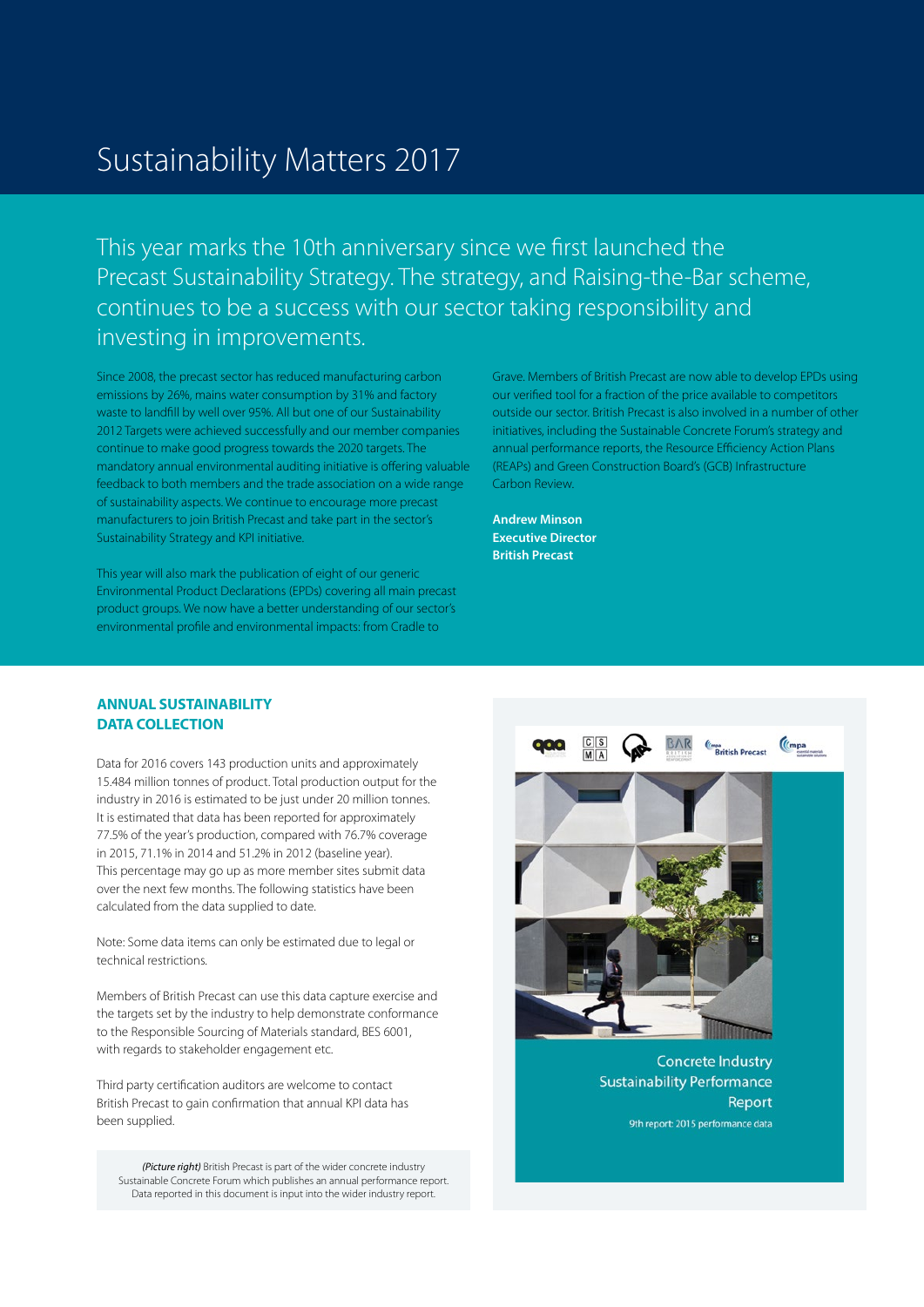# Sustainability Matters 2017

This year marks the 10th anniversary since we first launched the Precast Sustainability Strategy. The strategy, and Raising-the-Bar scheme, continues to be a success with our sector taking responsibility and investing in improvements.

Since 2008, the precast sector has reduced manufacturing carbon emissions by 26%, mains water consumption by 31% and factory waste to landfill by well over 95%. All but one of our Sustainability 2012 Targets were achieved successfully and our member companies continue to make good progress towards the 2020 targets. The mandatory annual environmental auditing initiative is offering valuable feedback to both members and the trade association on a wide range of sustainability aspects. We continue to encourage more precast manufacturers to join British Precast and take part in the sector's Sustainability Strategy and KPI initiative.

This year will also mark the publication of eight of our generic Environmental Product Declarations (EPDs) covering all main precast product groups. We now have a better understanding of our sector's environmental profile and environmental impacts: from Cradle to Grave. Members of British Precast are now able to develop EPDs using our verified tool for a fraction of the price available to competitors outside our sector. British Precast is also involved in a number of other initiatives, including the Sustainable Concrete Forum's strategy and annual performance reports, the Resource Efficiency Action Plans (REAPs) and Green Construction Board's (GCB) Infrastructure Carbon Review.

**Andrew Minson**
**Executive Director**
**British Precast**

## ANNUAL SUSTAINABILITY DATA COLLECTION

Data for 2016 covers 143 production units and approximately 15.484 million tonnes of product. Total production output for the industry in 2016 is estimated to be just under 20 million tonnes. It is estimated that data has been reported for approximately 77.5% of the year's production, compared with 76.7% coverage in 2015, 71.1% in 2014 and 51.2% in 2012 (baseline year). This percentage may go up as more member sites submit data over the next few months. The following statistics have been calculated from the data supplied to date.

Note: Some data items can only be estimated due to legal or technical restrictions.

Members of British Precast can use this data capture exercise and the targets set by the industry to help demonstrate conformance to the Responsible Sourcing of Materials standard, BES 6001, with regards to stakeholder engagement etc.

Third party certification auditors are welcome to contact British Precast to gain confirmation that annual KPI data has been supplied.

*(Picture right)* British Precast is part of the wider concrete industry Sustainable Concrete Forum which publishes an annual performance report. Data reported in this document is input into the wider industry report.

Concrete Industry Sustainability Performance Report

9th report: 2015 performance data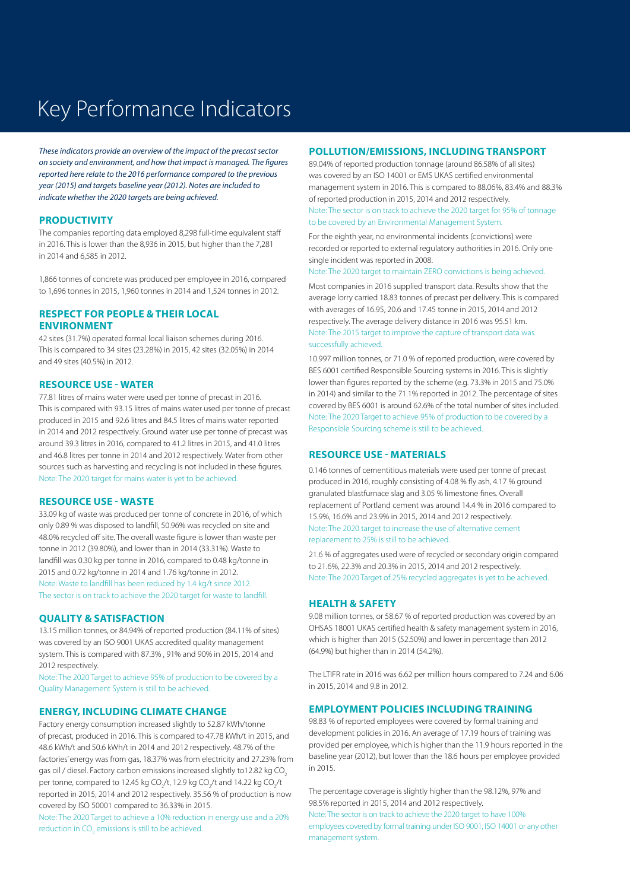# Key Performance Indicators

*These indicators provide an overview of the impact of the precast sector on society and environment, and how that impact is managed. The figures reported here relate to the 2016 performance compared to the previous year (2015) and targets baseline year (2012). Notes are included to indicate whether the 2020 targets are being achieved.*

## PRODUCTIVITY

The companies reporting data employed 8,298 full-time equivalent staff in 2016. This is lower than the 8,936 in 2015, but higher than the 7,281 in 2014 and 6,585 in 2012.

1,866 tonnes of concrete was produced per employee in 2016, compared to 1,696 tonnes in 2015, 1,960 tonnes in 2014 and 1,524 tonnes in 2012.

## RESPECT FOR PEOPLE & THEIR LOCAL ENVIRONMENT

42 sites (31.7%) operated formal local liaison schemes during 2016. This is compared to 34 sites (23.28%) in 2015, 42 sites (32.05%) in 2014 and 49 sites (40.5%) in 2012.

## RESOURCE USE - WATER

77.81 litres of mains water were used per tonne of precast in 2016. This is compared with 93.15 litres of mains water used per tonne of precast produced in 2015 and 92.6 litres and 84.5 litres of mains water reported in 2014 and 2012 respectively. Ground water use per tonne of precast was around 39.3 litres in 2016, compared to 41.2 litres in 2015, and 41.0 litres and 46.8 litres per tonne in 2014 and 2012 respectively. Water from other sources such as harvesting and recycling is not included in these figures.
Note: The 2020 target for mains water is yet to be achieved.

## RESOURCE USE - WASTE

33.09 kg of waste was produced per tonne of concrete in 2016, of which only 0.89 % was disposed to landfill, 50.96% was recycled on site and 48.0% recycled off site. The overall waste figure is lower than waste per tonne in 2012 (39.80%), and lower than in 2014 (33.31%). Waste to landfill was 0.30 kg per tonne in 2016, compared to 0.48 kg/tonne in 2015 and 0.72 kg/tonne in 2014 and 1.76 kg/tonne in 2012.
Note: Waste to landfill has been reduced by 1.4 kg/t since 2012. The sector is on track to achieve the 2020 target for waste to landfill.

## QUALITY & SATISFACTION

13.15 million tonnes, or 84.94% of reported production (84.11% of sites) was covered by an ISO 9001 UKAS accredited quality management system. This is compared with 87.3% , 91% and 90% in 2015, 2014 and 2012 respectively.

Note: The 2020 Target to achieve 95% of production to be covered by a Quality Management System is still to be achieved.

## ENERGY, INCLUDING CLIMATE CHANGE

Factory energy consumption increased slightly to 52.87 kWh/tonne of precast, produced in 2016. This is compared to 47.78 kWh/t in 2015, and 48.6 kWh/t and 50.6 kWh/t in 2014 and 2012 respectively. 48.7% of the factories' energy was from gas, 18.37% was from electricity and 27.23% from gas oil / diesel. Factory carbon emissions increased slightly to12.82 kg $CO_2$ per tonne, compared to 12.45 kg $CO_2$/t, 12.9 kg $CO_2$/t and 14.22 kg $CO_2$/t reported in 2015, 2014 and 2012 respectively. 35.56 % of production is now covered by ISO 50001 compared to 36.33% in 2015.
Note: The 2020 Target to achieve a 10% reduction in energy use and a 20% reduction in $CO_2$ emissions is still to be achieved.

## POLLUTION/EMISSIONS, INCLUDING TRANSPORT

89.04% of reported production tonnage (around 86.58% of all sites) was covered by an ISO 14001 or EMS UKAS certified environmental management system in 2016. This is compared to 88.06%, 83.4% and 88.3% of reported production in 2015, 2014 and 2012 respectively.
Note: The sector is on track to achieve the 2020 target for 95% of tonnage to be covered by an Environmental Management System.

For the eighth year, no environmental incidents (convictions) were recorded or reported to external regulatory authorities in 2016. Only one single incident was reported in 2008.
Note: The 2020 target to maintain ZERO convictions is being achieved.

Most companies in 2016 supplied transport data. Results show that the average lorry carried 18.83 tonnes of precast per delivery. This is compared with averages of 16.95, 20.6 and 17.45 tonne in 2015, 2014 and 2012 respectively. The average delivery distance in 2016 was 95.51 km.
Note: The 2015 target to improve the capture of transport data was successfully achieved.

10.997 million tonnes, or 71.0 % of reported production, were covered by BES 6001 certified Responsible Sourcing systems in 2016. This is slightly lower than figures reported by the scheme (e.g. 73.3% in 2015 and 75.0% in 2014) and similar to the 71.1% reported in 2012. The percentage of sites covered by BES 6001 is around 62.6% of the total number of sites included.
Note: The 2020 Target to achieve 95% of production to be covered by a Responsible Sourcing scheme is still to be achieved.

## RESOURCE USE - MATERIALS

0.146 tonnes of cementitious materials were used per tonne of precast produced in 2016, roughly consisting of 4.08 % fly ash, 4.17 % ground granulated blastfurnace slag and 3.05 % limestone fines. Overall replacement of Portland cement was around 14.4 % in 2016 compared to 15.9%, 16.6% and 23.9% in 2015, 2014 and 2012 respectively.
Note: The 2020 target to increase the use of alternative cement replacement to 25% is still to be achieved.

21.6 % of aggregates used were of recycled or secondary origin compared to 21.6%, 22.3% and 20.3% in 2015, 2014 and 2012 respectively.
Note: The 2020 Target of 25% recycled aggregates is yet to be achieved.

## HEALTH & SAFETY

9.08 million tonnes, or 58.67 % of reported production was covered by an OHSAS 18001 UKAS certified health & safety management system in 2016, which is higher than 2015 (52.50%) and lower in percentage than 2012 (64.9%) but higher than in 2014 (54.2%).

The LTIFR rate in 2016 was 6.62 per million hours compared to 7.24 and 6.06 in 2015, 2014 and 9.8 in 2012.

## EMPLOYMENT POLICIES INCLUDING TRAINING

98.83 % of reported employees were covered by formal training and development policies in 2016. An average of 17.19 hours of training was provided per employee, which is higher than the 11.9 hours reported in the baseline year (2012), but lower than the 18.6 hours per employee provided in 2015.

The percentage coverage is slightly higher than the 98.12%, 97% and 98.5% reported in 2015, 2014 and 2012 respectively.
Note: The sector is on track to achieve the 2020 target to have 100% employees covered by formal training under ISO 9001, ISO 14001 or any other management system.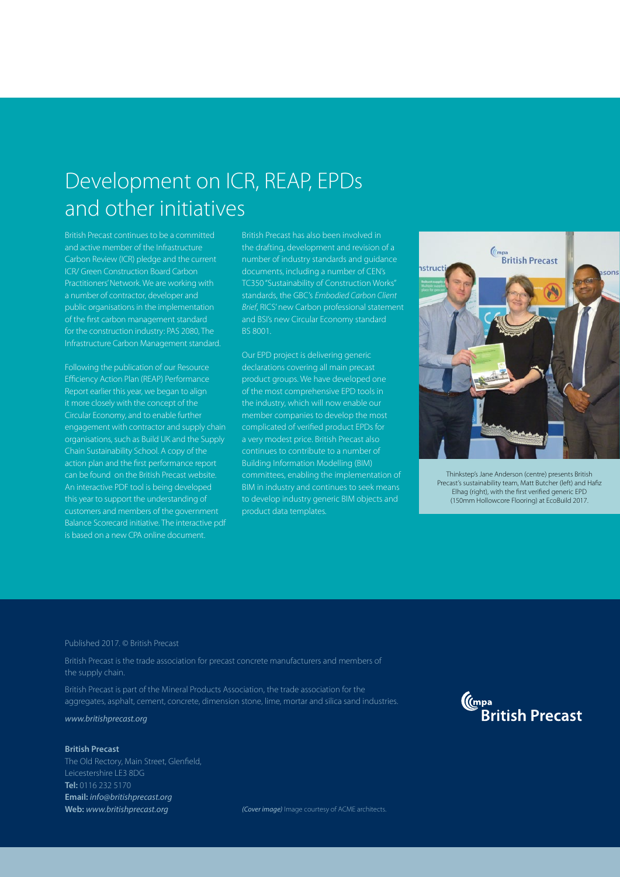# Development on ICR, REAP, EPDs and other initiatives

British Precast continues to be a committed and active member of the Infrastructure Carbon Review (ICR) pledge and the current ICR/ Green Construction Board Carbon Practitioners' Network. We are working with a number of contractor, developer and public organisations in the implementation of the first carbon management standard for the construction industry: PAS 2080, The Infrastructure Carbon Management standard.

Following the publication of our Resource Efficiency Action Plan (REAP) Performance Report earlier this year, we began to align it more closely with the concept of the Circular Economy, and to enable further engagement with contractor and supply chain organisations, such as Build UK and the Supply Chain Sustainability School. A copy of the action plan and the first performance report can be found on the British Precast website. An interactive PDF tool is being developed this year to support the understanding of customers and members of the government Balance Scorecard initiative. The interactive pdf is based on a new CPA online document.

British Precast has also been involved in the drafting, development and revision of a number of industry standards and guidance documents, including a number of CEN's TC350 "Sustainability of Construction Works" standards, the GBC's *Embodied Carbon Client Brief*, RICS' new Carbon professional statement and BSI's new Circular Economy standard BS 8001.

Our EPD project is delivering generic declarations covering all main precast product groups. We have developed one of the most comprehensive EPD tools in the industry, which will now enable our member companies to develop the most complicated of verified product EPDs for a very modest price. British Precast also continues to contribute to a number of Building Information Modelling (BIM) committees, enabling the implementation of BIM in industry and continues to seek means to develop industry generic BIM objects and product data templates.

Thinkstep's Jane Anderson (centre) presents British Precast's sustainability team, Matt Butcher (left) and Hafiz Elhag (right), with the first verified generic EPD (150mm Hollowcore Flooring) at EcoBuild 2017.

Published 2017. © British Precast

British Precast is the trade association for precast concrete manufacturers and members of the supply chain.

British Precast is part of the Mineral Products Association, the trade association for the aggregates, asphalt, cement, concrete, dimension stone, lime, mortar and silica sand industries.

*www.britishprecast.org*

**British Precast**
The Old Rectory, Main Street, Glenfield,
Leicestershire LE3 8DG
**Tel:** 0116 232 5170
**Email:** *info@britishprecast.org*
**Web:** *www.britishprecast.org*

*(Cover image)* Image courtesy of ACME architects.